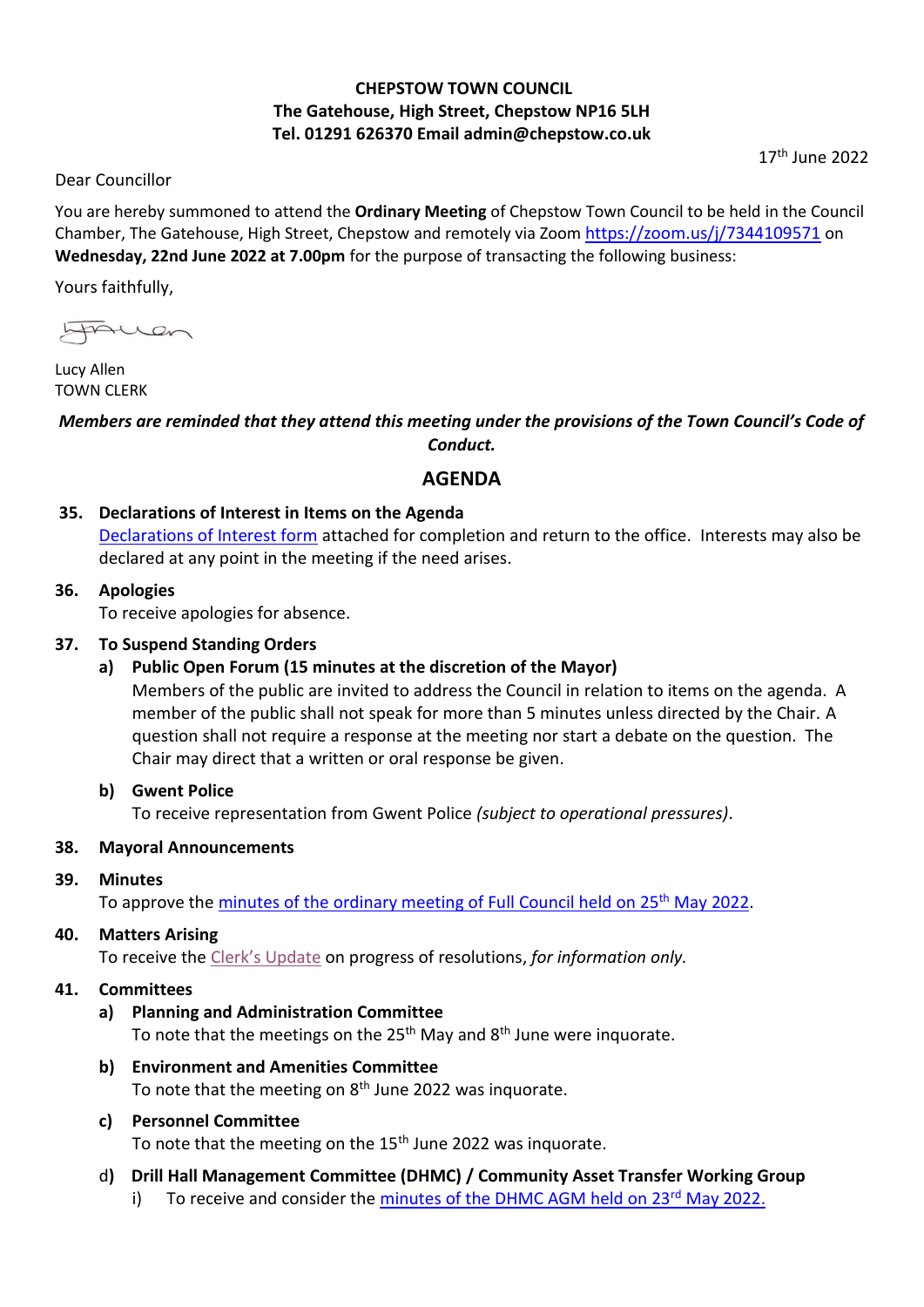**CHEPSTOW TOWN COUNCIL**
**The Gatehouse, High Street, Chepstow NP16 5LH**
**Tel. 01291 626370 Email admin@chepstow.co.uk**

17th June 2022

Dear Councillor

You are hereby summoned to attend the **Ordinary Meeting** of Chepstow Town Council to be held in the Council Chamber, The Gatehouse, High Street, Chepstow and remotely via Zoom https://zoom.us/j/7344109571 on **Wednesday, 22nd June 2022 at 7.00pm** for the purpose of transacting the following business:

Yours faithfully,

Lucy Allen
TOWN CLERK

***Members are reminded that they attend this meeting under the provisions of the Town Council's Code of Conduct.***

## AGENDA

**35. Declarations of Interest in Items on the Agenda**
Declarations of Interest form attached for completion and return to the office. Interests may also be declared at any point in the meeting if the need arises.

**36. Apologies**
To receive apologies for absence.

**37. To Suspend Standing Orders**

**a) Public Open Forum (15 minutes at the discretion of the Mayor)**
Members of the public are invited to address the Council in relation to items on the agenda. A member of the public shall not speak for more than 5 minutes unless directed by the Chair. A question shall not require a response at the meeting nor start a debate on the question. The Chair may direct that a written or oral response be given.

**b) Gwent Police**
To receive representation from Gwent Police *(subject to operational pressures)*.

**38. Mayoral Announcements**

**39. Minutes**
To approve the minutes of the ordinary meeting of Full Council held on 25th May 2022.

**40. Matters Arising**
To receive the Clerk's Update on progress of resolutions, *for information only.*

**41. Committees**

**a) Planning and Administration Committee**
To note that the meetings on the 25th May and 8th June were inquorate.

**b) Environment and Amenities Committee**
To note that the meeting on 8th June 2022 was inquorate.

**c) Personnel Committee**
To note that the meeting on the 15th June 2022 was inquorate.

d) **Drill Hall Management Committee (DHMC) / Community Asset Transfer Working Group**

i) To receive and consider the minutes of the DHMC AGM held on 23rd May 2022.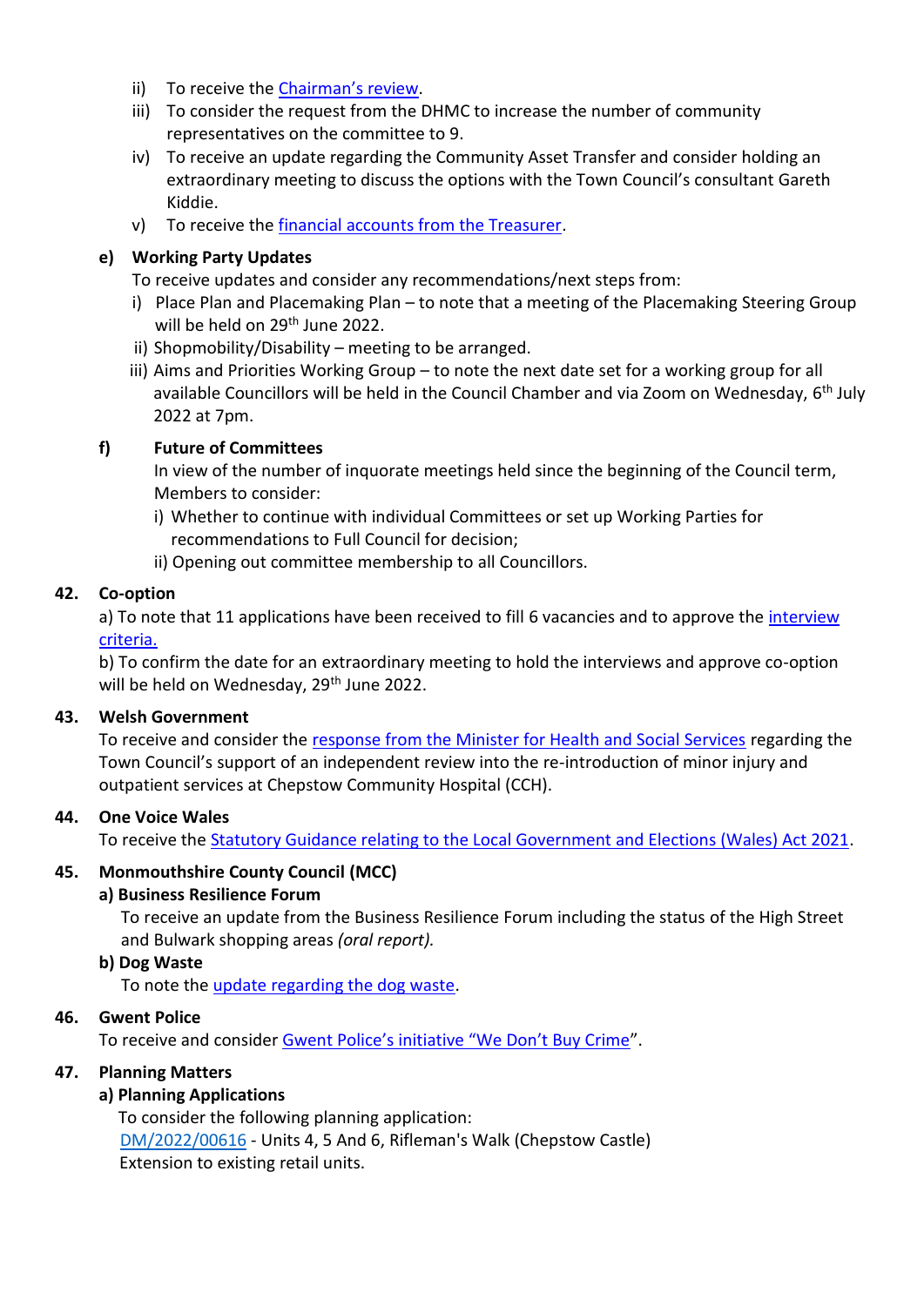ii) To receive the Chairman's review.
iii) To consider the request from the DHMC to increase the number of community representatives on the committee to 9.
iv) To receive an update regarding the Community Asset Transfer and consider holding an extraordinary meeting to discuss the options with the Town Council's consultant Gareth Kiddie.
v) To receive the financial accounts from the Treasurer.

**e) Working Party Updates**

To receive updates and consider any recommendations/next steps from:

i) Place Plan and Placemaking Plan – to note that a meeting of the Placemaking Steering Group will be held on 29th June 2022.
ii) Shopmobility/Disability – meeting to be arranged.
iii) Aims and Priorities Working Group – to note the next date set for a working group for all available Councillors will be held in the Council Chamber and via Zoom on Wednesday, 6th July 2022 at 7pm.

**f) Future of Committees**

In view of the number of inquorate meetings held since the beginning of the Council term, Members to consider:

i) Whether to continue with individual Committees or set up Working Parties for recommendations to Full Council for decision;
ii) Opening out committee membership to all Councillors.

**42. Co-option**

a) To note that 11 applications have been received to fill 6 vacancies and to approve the interview criteria.

b) To confirm the date for an extraordinary meeting to hold the interviews and approve co-option will be held on Wednesday, 29th June 2022.

**43. Welsh Government**

To receive and consider the response from the Minister for Health and Social Services regarding the Town Council's support of an independent review into the re-introduction of minor injury and outpatient services at Chepstow Community Hospital (CCH).

**44. One Voice Wales**

To receive the Statutory Guidance relating to the Local Government and Elections (Wales) Act 2021.

**45. Monmouthshire County Council (MCC)**

**a) Business Resilience Forum**

To receive an update from the Business Resilience Forum including the status of the High Street and Bulwark shopping areas *(oral report).*

**b) Dog Waste**

To note the update regarding the dog waste.

**46. Gwent Police**

To receive and consider Gwent Police's initiative "We Don't Buy Crime".

**47. Planning Matters**

**a) Planning Applications**

To consider the following planning application:

DM/2022/00616 - Units 4, 5 And 6, Rifleman's Walk (Chepstow Castle)
Extension to existing retail units.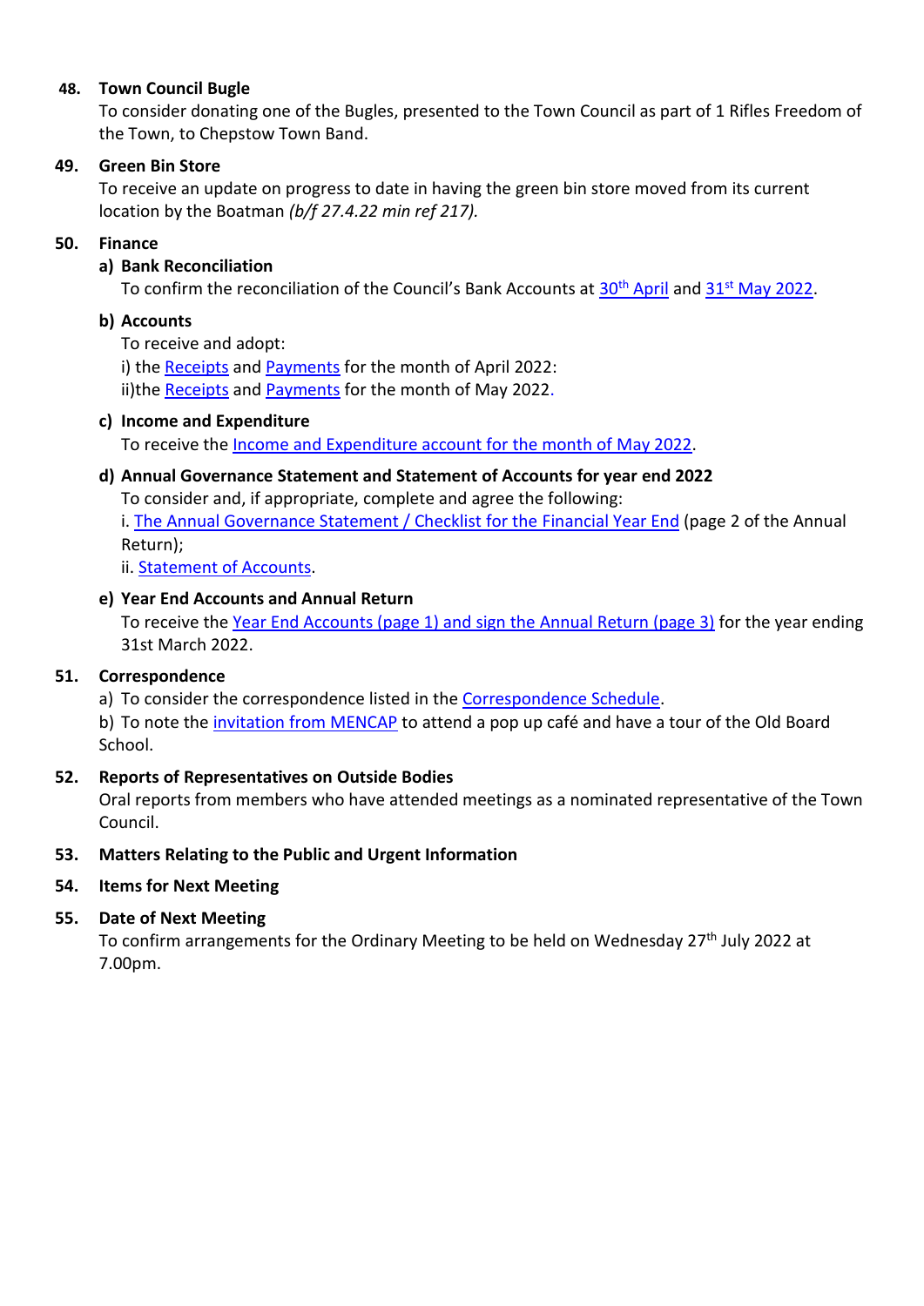**48. Town Council Bugle**

To consider donating one of the Bugles, presented to the Town Council as part of 1 Rifles Freedom of the Town, to Chepstow Town Band.

**49. Green Bin Store**

To receive an update on progress to date in having the green bin store moved from its current location by the Boatman *(b/f 27.4.22 min ref 217).*

**50. Finance**

**a) Bank Reconciliation**

To confirm the reconciliation of the Council's Bank Accounts at 30th April and 31st May 2022.

**b) Accounts**

To receive and adopt:

i) the Receipts and Payments for the month of April 2022:

ii)the Receipts and Payments for the month of May 2022.

**c) Income and Expenditure**

To receive the Income and Expenditure account for the month of May 2022.

**d) Annual Governance Statement and Statement of Accounts for year end 2022**

To consider and, if appropriate, complete and agree the following:

i. The Annual Governance Statement / Checklist for the Financial Year End (page 2 of the Annual Return);

ii. Statement of Accounts.

**e) Year End Accounts and Annual Return**

To receive the Year End Accounts (page 1) and sign the Annual Return (page 3) for the year ending 31st March 2022.

**51. Correspondence**

a) To consider the correspondence listed in the Correspondence Schedule.

b) To note the invitation from MENCAP to attend a pop up café and have a tour of the Old Board School.

**52. Reports of Representatives on Outside Bodies**

Oral reports from members who have attended meetings as a nominated representative of the Town Council.

**53. Matters Relating to the Public and Urgent Information**

**54. Items for Next Meeting**

**55. Date of Next Meeting**

To confirm arrangements for the Ordinary Meeting to be held on Wednesday 27th July 2022 at 7.00pm.